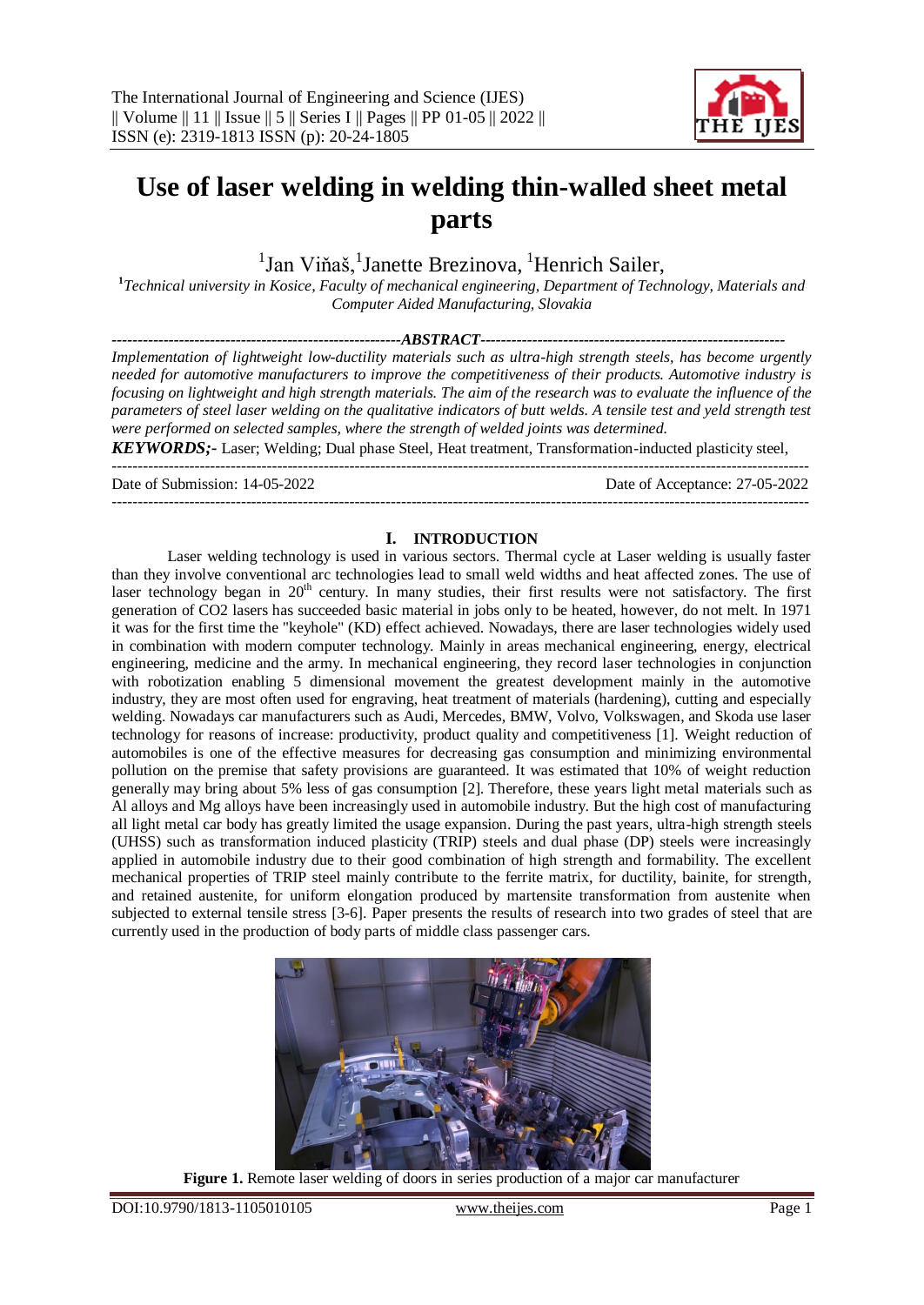# Use of laser welding in welding thin-walled sheet metal parts

[1]Jan Viňaš, [1]Janette Brezinova, [1]Henrich Sailer,

[1]*Technical university in Kosice, Faculty of mechanical engineering, Department of Technology, Materials and Computer Aided Manufacturing, Slovakia*

**ABSTRACT**

*Implementation of lightweight low-ductility materials such as ultra-high strength steels, has become urgently needed for automotive manufacturers to improve the competitiveness of their products. Automotive industry is focusing on lightweight and high strength materials. The aim of the research was to evaluate the influence of the parameters of steel laser welding on the qualitative indicators of butt welds. A tensile test and yeld strength test were performed on selected samples, where the strength of welded joints was determined.*

***KEYWORDS;-*** Laser; Welding; Dual phase Steel, Heat treatment, Transformation-inducted plasticity steel,

Date of Submission: 14-05-2022 Date of Acceptance: 27-05-2022

## I. INTRODUCTION

Laser welding technology is used in various sectors. Thermal cycle at Laser welding is usually faster than they involve conventional arc technologies lead to small weld widths and heat affected zones. The use of laser technology began in 20th century. In many studies, their first results were not satisfactory. The first generation of $CO_2$ lasers has succeeded basic material in jobs only to be heated, however, do not melt. In 1971 it was for the first time the "keyhole" (KD) effect achieved. Nowadays, there are laser technologies widely used in combination with modern computer technology. Mainly in areas mechanical engineering, energy, electrical engineering, medicine and the army. In mechanical engineering, they record laser technologies in conjunction with robotization enabling 5 dimensional movement the greatest development mainly in the automotive industry, they are most often used for engraving, heat treatment of materials (hardening), cutting and especially welding. Nowadays car manufacturers such as Audi, Mercedes, BMW, Volvo, Volkswagen, and Skoda use laser technology for reasons of increase: productivity, product quality and competitiveness [1]. Weight reduction of automobiles is one of the effective measures for decreasing gas consumption and minimizing environmental pollution on the premise that safety provisions are guaranteed. It was estimated that 10% of weight reduction generally may bring about 5% less of gas consumption [2]. Therefore, these years light metal materials such as Al alloys and Mg alloys have been increasingly used in automobile industry. But the high cost of manufacturing all light metal car body has greatly limited the usage expansion. During the past years, ultra-high strength steels (UHSS) such as transformation induced plasticity (TRIP) steels and dual phase (DP) steels were increasingly applied in automobile industry due to their good combination of high strength and formability. The excellent mechanical properties of TRIP steel mainly contribute to the ferrite matrix, for ductility, bainite, for strength, and retained austenite, for uniform elongation produced by martensite transformation from austenite when subjected to external tensile stress [3-6]. Paper presents the results of research into two grades of steel that are currently used in the production of body parts of middle class passenger cars.

**Figure 1.** Remote laser welding of doors in series production of a major car manufacturer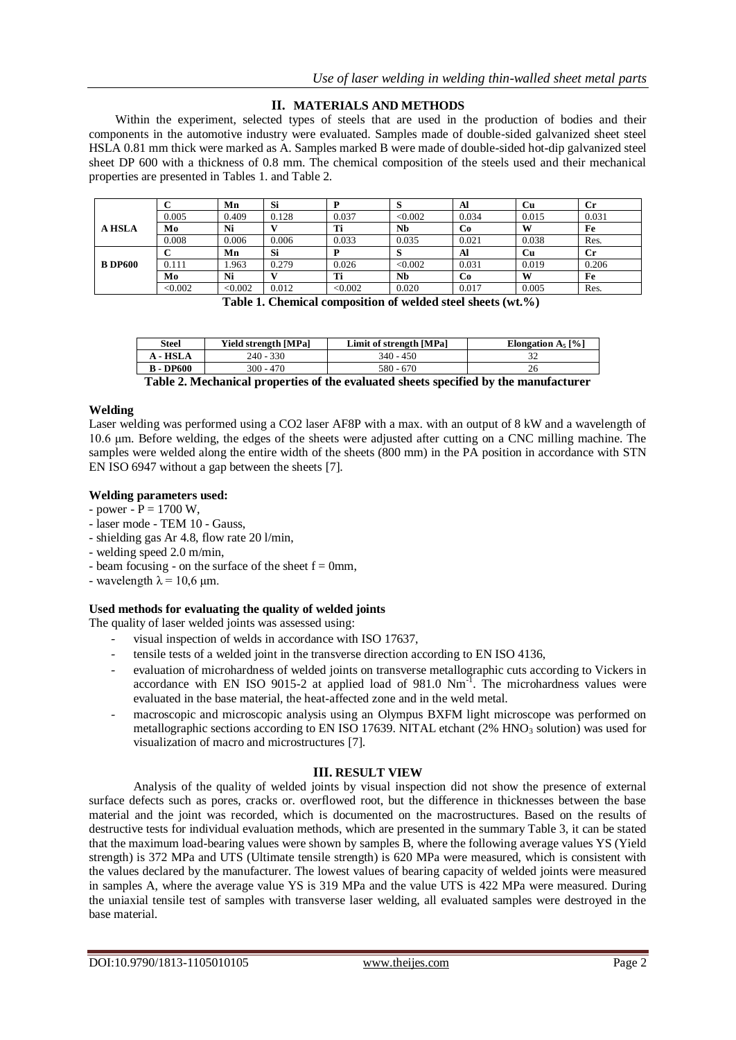## II. MATERIALS AND METHODS

Within the experiment, selected types of steels that are used in the production of bodies and their components in the automotive industry were evaluated. Samples made of double-sided galvanized sheet steel HSLA 0.81 mm thick were marked as A. Samples marked B were made of double-sided hot-dip galvanized steel sheet DP 600 with a thickness of 0.8 mm. The chemical composition of the steels used and their mechanical properties are presented in Tables 1. and Table 2.

| | C | Mn | Si | P | S | Al | Cu | Cr |
|---|---|---|---|---|---|---|---|---|
| **A HSLA** | 0.005 | 0.409 | 0.128 | 0.037 | <0.002 | 0.034 | 0.015 | 0.031 |
| | **Mo** | **Ni** | **V** | **Ti** | **Nb** | **Co** | **W** | **Fe** |
| | 0.008 | 0.006 | 0.006 | 0.033 | 0.035 | 0.021 | 0.038 | Res. |
| **B DP600** | **C** | **Mn** | **Si** | **P** | **S** | **Al** | **Cu** | **Cr** |
| | 0.111 | 1.963 | 0.279 | 0.026 | <0.002 | 0.031 | 0.019 | 0.206 |
| | **Mo** | **Ni** | **V** | **Ti** | **Nb** | **Co** | **W** | **Fe** |
| | <0.002 | <0.002 | 0.012 | <0.002 | 0.020 | 0.017 | 0.005 | Res. |

**Table 1. Chemical composition of welded steel sheets (wt.%)**

| Steel | Yield strength [MPa] | Limit of strength [MPa] | Elongation $A_5$ [%] |
|---|---|---|---|
| A - HSLA | 240 - 330 | 340 - 450 | 32 |
| B - DP600 | 300 - 470 | 580 - 670 | 26 |

**Table 2. Mechanical properties of the evaluated sheets specified by the manufacturer**

### Welding

Laser welding was performed using a CO2 laser AF8P with a max. with an output of 8 kW and a wavelength of 10.6 μm. Before welding, the edges of the sheets were adjusted after cutting on a CNC milling machine. The samples were welded along the entire width of the sheets (800 mm) in the PA position in accordance with STN EN ISO 6947 without a gap between the sheets [7].

### Welding parameters used:

- power - P = 1700 W,
- laser mode - TEM 10 - Gauss,
- shielding gas Ar 4.8, flow rate 20 l/min,
- welding speed 2.0 m/min,
- beam focusing - on the surface of the sheet f = 0mm,
- wavelength $\lambda$ = 10,6 μm.

### Used methods for evaluating the quality of welded joints

The quality of laser welded joints was assessed using:

- visual inspection of welds in accordance with ISO 17637,
- tensile tests of a welded joint in the transverse direction according to EN ISO 4136,
- evaluation of microhardness of welded joints on transverse metallographic cuts according to Vickers in accordance with EN ISO 9015-2 at applied load of 981.0 $Nm^{-1}$. The microhardness values were evaluated in the base material, the heat-affected zone and in the weld metal.
- macroscopic and microscopic analysis using an Olympus BXFM light microscope was performed on metallographic sections according to EN ISO 17639. NITAL etchant (2% $HNO_3$ solution) was used for visualization of macro and microstructures [7].

## III. RESULT VIEW

Analysis of the quality of welded joints by visual inspection did not show the presence of external surface defects such as pores, cracks or. overflowed root, but the difference in thicknesses between the base material and the joint was recorded, which is documented on the macrostructures. Based on the results of destructive tests for individual evaluation methods, which are presented in the summary Table 3, it can be stated that the maximum load-bearing values were shown by samples B, where the following average values YS (Yield strength) is 372 MPa and UTS (Ultimate tensile strength) is 620 MPa were measured, which is consistent with the values declared by the manufacturer. The lowest values of bearing capacity of welded joints were measured in samples A, where the average value YS is 319 MPa and the value UTS is 422 MPa were measured. During the uniaxial tensile test of samples with transverse laser welding, all evaluated samples were destroyed in the base material.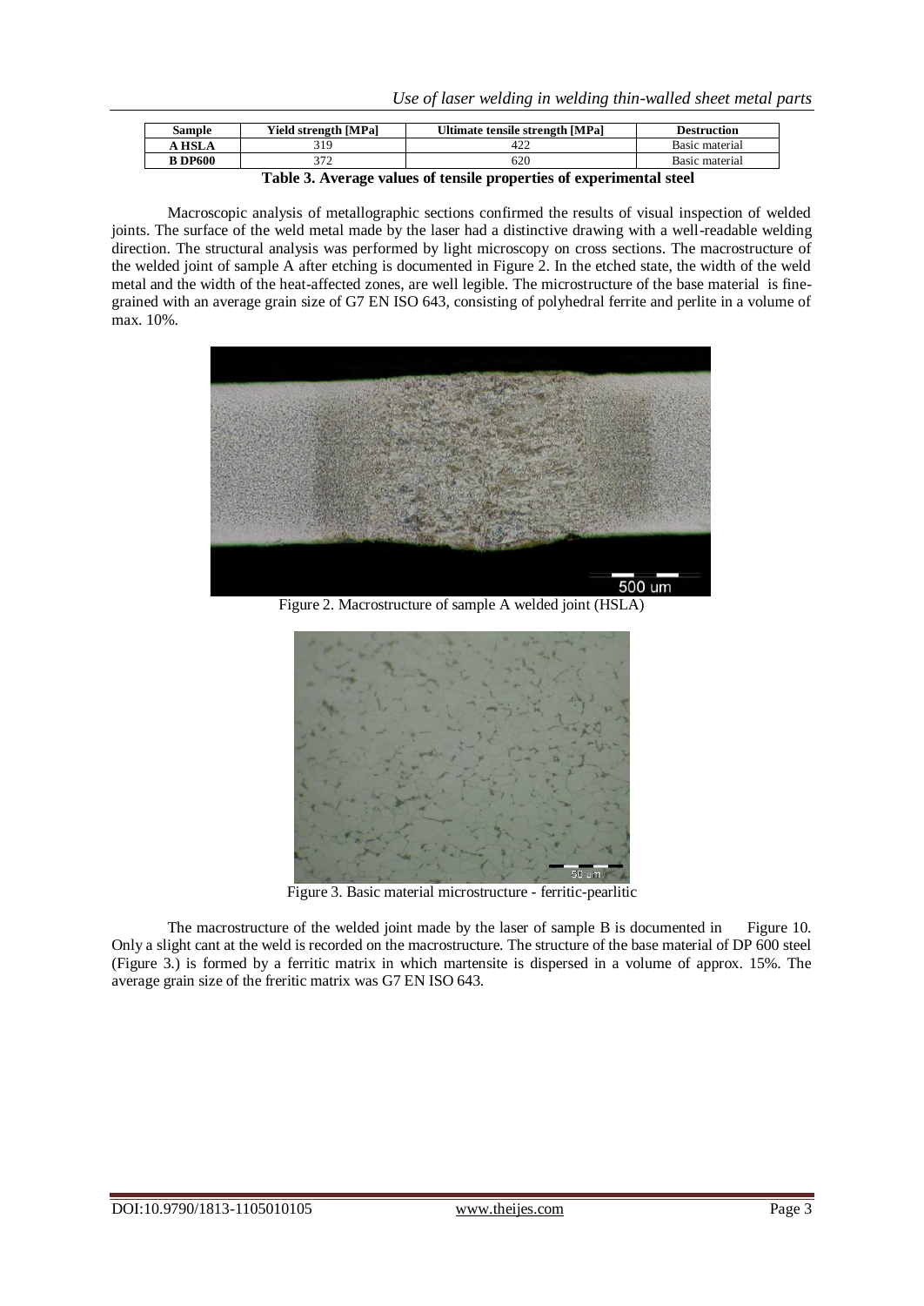| Sample | Yield strength [MPa] | Ultimate tensile strength [MPa] | Destruction |
|---|---|---|---|
| A HSLA | 319 | 422 | Basic material |
| B DP600 | 372 | 620 | Basic material |

**Table 3. Average values of tensile properties of experimental steel**

Macroscopic analysis of metallographic sections confirmed the results of visual inspection of welded joints. The surface of the weld metal made by the laser had a distinctive drawing with a well-readable welding direction. The structural analysis was performed by light microscopy on cross sections. The macrostructure of the welded joint of sample A after etching is documented in Figure 2. In the etched state, the width of the weld metal and the width of the heat-affected zones, are well legible. The microstructure of the base material is fine-grained with an average grain size of G7 EN ISO 643, consisting of polyhedral ferrite and perlite in a volume of max. 10%.

Figure 2. Macrostructure of sample A welded joint (HSLA)

Figure 3. Basic material microstructure - ferritic-pearlitic

The macrostructure of the welded joint made by the laser of sample B is documented in Figure 10. Only a slight cant at the weld is recorded on the macrostructure. The structure of the base material of DP 600 steel (Figure 3.) is formed by a ferritic matrix in which martensite is dispersed in a volume of approx. 15%. The average grain size of the freritic matrix was G7 EN ISO 643.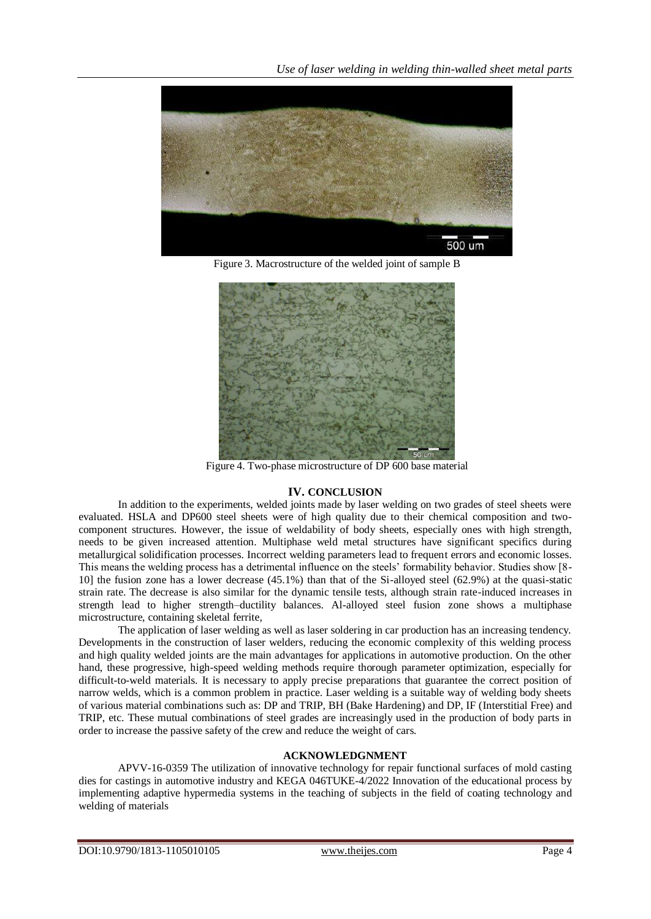Figure 3. Macrostructure of the welded joint of sample B

Figure 4. Two-phase microstructure of DP 600 base material

## IV. CONCLUSION

In addition to the experiments, welded joints made by laser welding on two grades of steel sheets were evaluated. HSLA and DP600 steel sheets were of high quality due to their chemical composition and two-component structures. However, the issue of weldability of body sheets, especially ones with high strength, needs to be given increased attention. Multiphase weld metal structures have significant specifics during metallurgical solidification processes. Incorrect welding parameters lead to frequent errors and economic losses. This means the welding process has a detrimental influence on the steels' formability behavior. Studies show [8-10] the fusion zone has a lower decrease (45.1%) than that of the Si-alloyed steel (62.9%) at the quasi-static strain rate. The decrease is also similar for the dynamic tensile tests, although strain rate-induced increases in strength lead to higher strength–ductility balances. Al-alloyed steel fusion zone shows a multiphase microstructure, containing skeletal ferrite,

The application of laser welding as well as laser soldering in car production has an increasing tendency. Developments in the construction of laser welders, reducing the economic complexity of this welding process and high quality welded joints are the main advantages for applications in automotive production. On the other hand, these progressive, high-speed welding methods require thorough parameter optimization, especially for difficult-to-weld materials. It is necessary to apply precise preparations that guarantee the correct position of narrow welds, which is a common problem in practice. Laser welding is a suitable way of welding body sheets of various material combinations such as: DP and TRIP, BH (Bake Hardening) and DP, IF (Interstitial Free) and TRIP, etc. These mutual combinations of steel grades are increasingly used in the production of body parts in order to increase the passive safety of the crew and reduce the weight of cars.

## ACKNOWLEDGNMENT

APVV-16-0359 The utilization of innovative technology for repair functional surfaces of mold casting dies for castings in automotive industry and KEGA 046TUKE-4/2022 Innovation of the educational process by implementing adaptive hypermedia systems in the teaching of subjects in the field of coating technology and welding of materials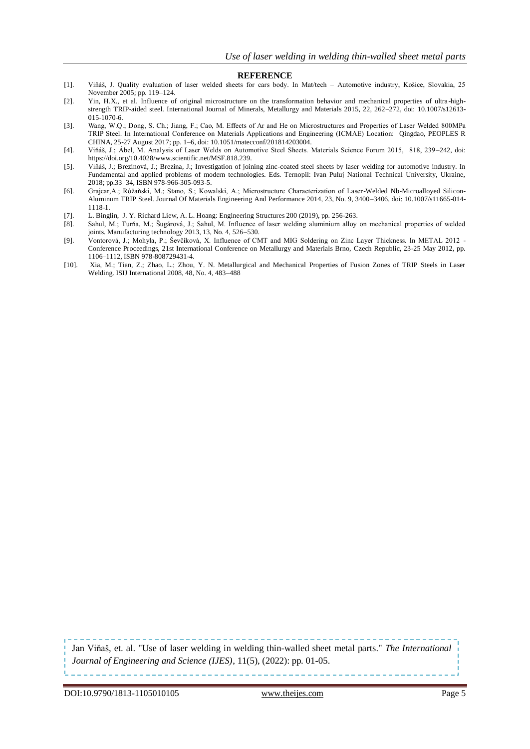## REFERENCE

[1]. Viňáš, J. Quality evaluation of laser welded sheets for cars body. In Mat/tech – Automotive industry, Košice, Slovakia, 25 November 2005; pp. 119–124.

[2]. Yin, H.X., et al. Influence of original microstructure on the transformation behavior and mechanical properties of ultra-high-strength TRIP-aided steel. International Journal of Minerals, Metallurgy and Materials 2015, 22, 262–272, doi: 10.1007/s12613-015-1070-6.

[3]. Wang, W.Q.; Dong, S. Ch.; Jiang, F.; Cao, M. Effects of Ar and He on Microstructures and Properties of Laser Welded 800MPa TRIP Steel. In International Conference on Materials Applications and Engineering (ICMAE) Location: Qingdao, PEOPLES R CHINA, 25-27 August 2017; pp. 1–6, doi: 10.1051/matecconf/201814203004.

[4]. Viňáš, J.; Ábel, M. Analysis of Laser Welds on Automotive Steel Sheets. Materials Science Forum 2015, 818, 239–242, doi: https://doi.org/10.4028/www.scientific.net/MSF.818.239.

[5]. Viňáš, J.; Brezinová, J.; Brezina, J.; Investigation of joining zinc-coated steel sheets by laser welding for automotive industry. In Fundamental and applied problems of modern technologies. Eds. Ternopil: Ivan Puluj National Technical University, Ukraine, 2018; pp.33–34, ISBN 978-966-305-093-5.

[6]. Grajcar,A.; Różański, M.; Stano, S.; Kowalski, A.; Microstructure Characterization of Laser-Welded Nb-Microalloyed Silicon-Aluminum TRIP Steel. Journal Of Materials Engineering And Performance 2014, 23, No. 9, 3400–3406, doi: 10.1007/s11665-014-1118-1.

[7]. L. Binglin, J. Y. Richard Liew, A. L. Hoang: Engineering Structures 200 (2019), pp. 256-263.

[8]. Sahul, M.; Turňa, M.; Šugárová, J.; Sahul, M. Influence of laser welding aluminium alloy on mechanical properties of welded joints. Manufacturing technology 2013, 13, No. 4, 526–530.

[9]. Vontorová, J.; Mohyla, P.; Ševčíková, X. Influence of CMT and MIG Soldering on Zinc Layer Thickness. In METAL 2012 - Conference Proceedings, 21st International Conference on Metallurgy and Materials Brno, Czech Republic, 23-25 May 2012, pp. 1106–1112, ISBN 978-808729431-4.

[10]. Xia, M.; Tian, Z.; Zhao, L.; Zhou, Y. N. Metallurgical and Mechanical Properties of Fusion Zones of TRIP Steels in Laser Welding. ISIJ International 2008, 48, No. 4, 483–488

Jan Viňaš, et. al. "Use of laser welding in welding thin-walled sheet metal parts." *The International Journal of Engineering and Science (IJES)*, 11(5), (2022): pp. 01-05.